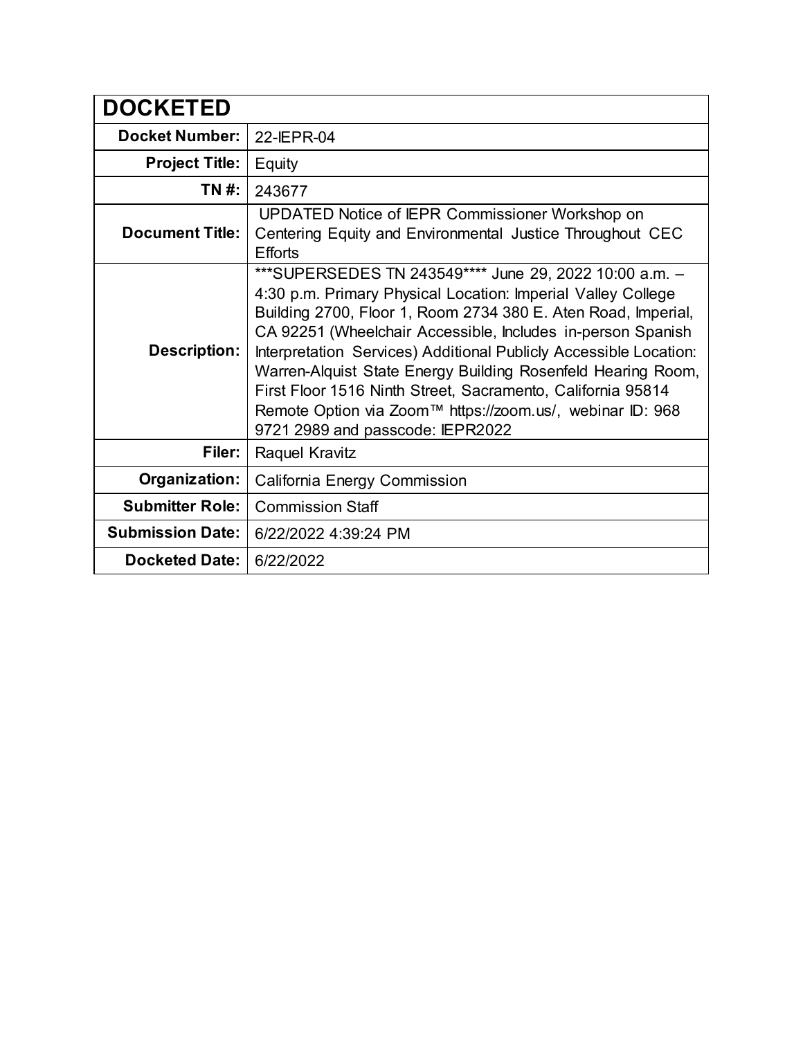| DOCKETED | |
|---|---|
| **Docket Number:** | 22-IEPR-04 |
| **Project Title:** | Equity |
| **TN #:** | 243677 |
| **Document Title:** | UPDATED Notice of IEPR Commissioner Workshop on Centering Equity and Environmental Justice Throughout CEC Efforts |
| **Description:** | ***SUPERSEDES TN 243549**** June 29, 2022 10:00 a.m. – 4:30 p.m. Primary Physical Location: Imperial Valley College Building 2700, Floor 1, Room 2734 380 E. Aten Road, Imperial, CA 92251 (Wheelchair Accessible, Includes in-person Spanish Interpretation Services) Additional Publicly Accessible Location: Warren-Alquist State Energy Building Rosenfeld Hearing Room, First Floor 1516 Ninth Street, Sacramento, California 95814 Remote Option via Zoom™ https://zoom.us/, webinar ID: 968 9721 2989 and passcode: IEPR2022 |
| **Filer:** | Raquel Kravitz |
| **Organization:** | California Energy Commission |
| **Submitter Role:** | Commission Staff |
| **Submission Date:** | 6/22/2022 4:39:24 PM |
| **Docketed Date:** | 6/22/2022 |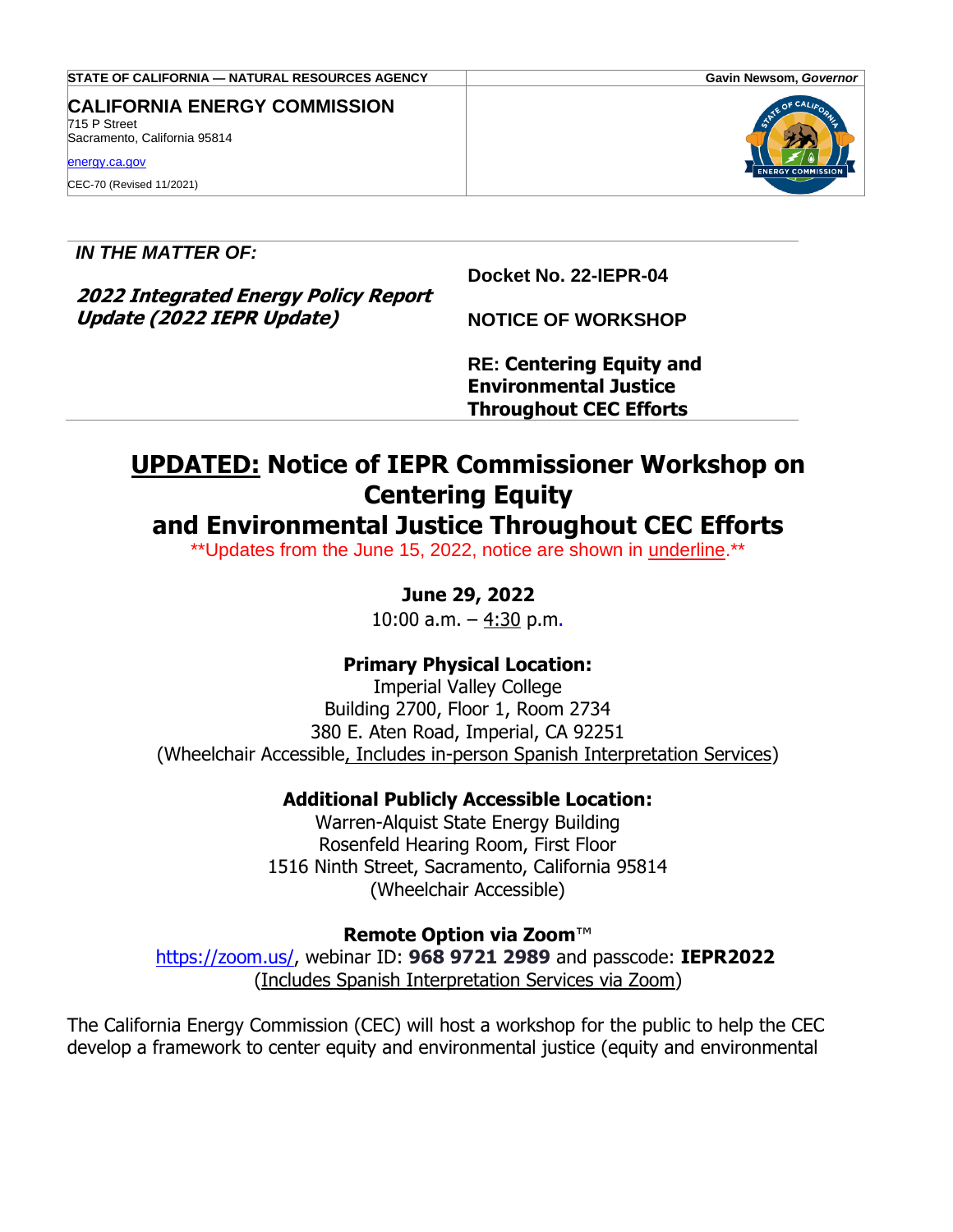STATE OF CALIFORNIA — NATURAL RESOURCES AGENCY | Gavin Newsom, *Governor*

**CALIFORNIA ENERGY COMMISSION**
715 P Street
Sacramento, California 95814

energy.ca.gov

CEC-70 (Revised 11/2021)

***IN THE MATTER OF:***

***2022 Integrated Energy Policy Report Update (2022 IEPR Update)***

**Docket No. 22-IEPR-04**

**NOTICE OF WORKSHOP**

**RE: Centering Equity and Environmental Justice Throughout CEC Efforts**

# <u>UPDATED:</u> Notice of IEPR Commissioner Workshop on Centering Equity and Environmental Justice Throughout CEC Efforts

\*\*Updates from the June 15, 2022, notice are shown in <u>underline</u>.\*\*

**June 29, 2022**

10:00 a.m. – <u>4:30</u> p.m.

**Primary Physical Location:**

Imperial Valley College
Building 2700, Floor 1, Room 2734
380 E. Aten Road, Imperial, CA 92251
(Wheelchair Accessible<u>, Includes in-person Spanish Interpretation Services</u>)

**Additional Publicly Accessible Location:**

Warren-Alquist State Energy Building
Rosenfeld Hearing Room, First Floor
1516 Ninth Street, Sacramento, California 95814
(Wheelchair Accessible)

**Remote Option via Zoom**™

https://zoom.us/, webinar ID: **968 9721 2989** and passcode: **IEPR2022**
(<u>Includes Spanish Interpretation Services via Zoom</u>)

The California Energy Commission (CEC) will host a workshop for the public to help the CEC develop a framework to center equity and environmental justice (equity and environmental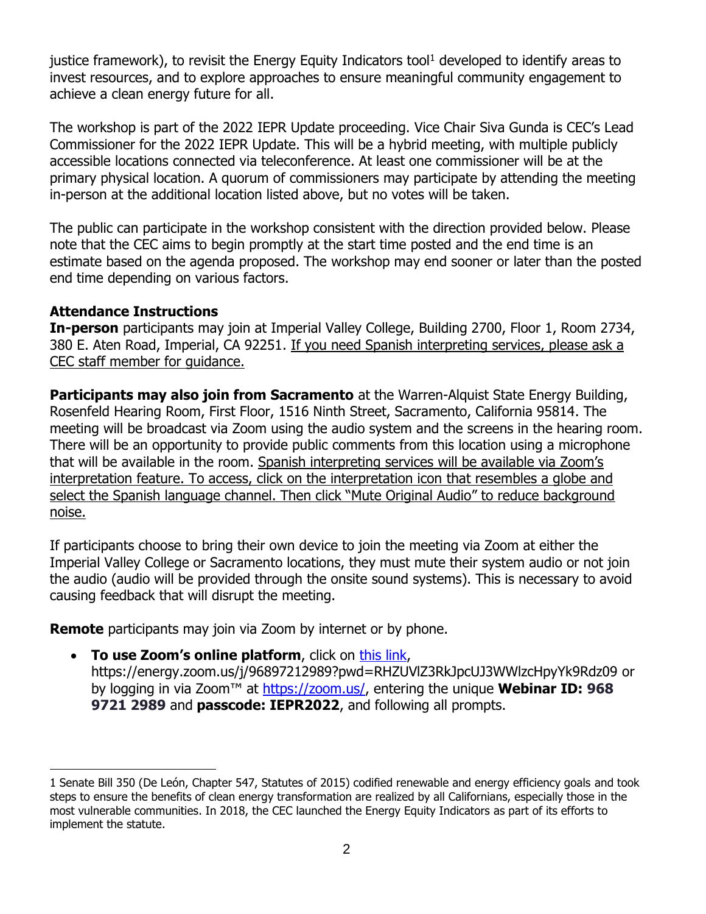justice framework), to revisit the Energy Equity Indicators tool[1] developed to identify areas to invest resources, and to explore approaches to ensure meaningful community engagement to achieve a clean energy future for all.

The workshop is part of the 2022 IEPR Update proceeding. Vice Chair Siva Gunda is CEC's Lead Commissioner for the 2022 IEPR Update. This will be a hybrid meeting, with multiple publicly accessible locations connected via teleconference. At least one commissioner will be at the primary physical location. A quorum of commissioners may participate by attending the meeting in-person at the additional location listed above, but no votes will be taken.

The public can participate in the workshop consistent with the direction provided below. Please note that the CEC aims to begin promptly at the start time posted and the end time is an estimate based on the agenda proposed. The workshop may end sooner or later than the posted end time depending on various factors.

**Attendance Instructions**

**In-person** participants may join at Imperial Valley College, Building 2700, Floor 1, Room 2734, 380 E. Aten Road, Imperial, CA 92251. If you need Spanish interpreting services, please ask a CEC staff member for guidance.

**Participants may also join from Sacramento** at the Warren-Alquist State Energy Building, Rosenfeld Hearing Room, First Floor, 1516 Ninth Street, Sacramento, California 95814. The meeting will be broadcast via Zoom using the audio system and the screens in the hearing room. There will be an opportunity to provide public comments from this location using a microphone that will be available in the room. Spanish interpreting services will be available via Zoom's interpretation feature. To access, click on the interpretation icon that resembles a globe and select the Spanish language channel. Then click "Mute Original Audio" to reduce background noise.

If participants choose to bring their own device to join the meeting via Zoom at either the Imperial Valley College or Sacramento locations, they must mute their system audio or not join the audio (audio will be provided through the onsite sound systems). This is necessary to avoid causing feedback that will disrupt the meeting.

**Remote** participants may join via Zoom by internet or by phone.

- **To use Zoom's online platform**, click on [this link](https://energy.zoom.us/j/96897212989?pwd=RHZUVlZ3RkJpcUJ3WWlzcHpyYk9Rdz09), https://energy.zoom.us/j/96897212989?pwd=RHZUVlZ3RkJpcUJ3WWlzcHpyYk9Rdz09 or by logging in via Zoom™ at [https://zoom.us/](https://zoom.us/), entering the unique **Webinar ID: 968 9721 2989** and **passcode: IEPR2022**, and following all prompts.

---

1 Senate Bill 350 (De León, Chapter 547, Statutes of 2015) codified renewable and energy efficiency goals and took steps to ensure the benefits of clean energy transformation are realized by all Californians, especially those in the most vulnerable communities. In 2018, the CEC launched the Energy Equity Indicators as part of its efforts to implement the statute.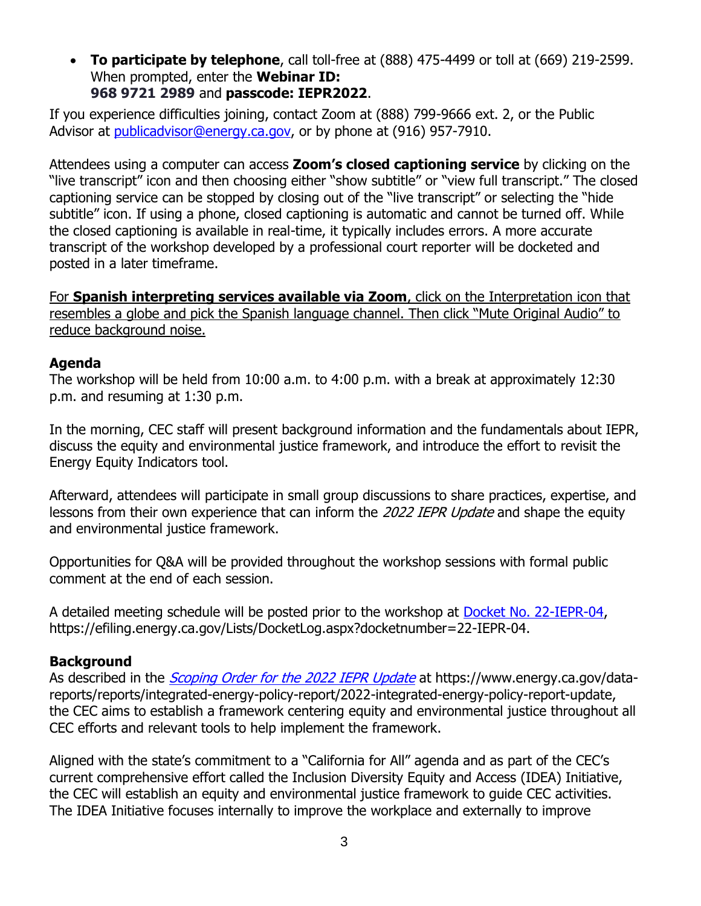- **To participate by telephone**, call toll-free at (888) 475-4499 or toll at (669) 219-2599. When prompted, enter the **Webinar ID: 968 9721 2989** and **passcode: IEPR2022**.

If you experience difficulties joining, contact Zoom at (888) 799-9666 ext. 2, or the Public Advisor at publicadvisor@energy.ca.gov, or by phone at (916) 957-7910.

Attendees using a computer can access **Zoom's closed captioning service** by clicking on the "live transcript" icon and then choosing either "show subtitle" or "view full transcript." The closed captioning service can be stopped by closing out of the "live transcript" or selecting the "hide subtitle" icon. If using a phone, closed captioning is automatic and cannot be turned off. While the closed captioning is available in real-time, it typically includes errors. A more accurate transcript of the workshop developed by a professional court reporter will be docketed and posted in a later timeframe.

For **Spanish interpreting services available via Zoom**, click on the Interpretation icon that resembles a globe and pick the Spanish language channel. Then click "Mute Original Audio" to reduce background noise.

### Agenda

The workshop will be held from 10:00 a.m. to 4:00 p.m. with a break at approximately 12:30 p.m. and resuming at 1:30 p.m.

In the morning, CEC staff will present background information and the fundamentals about IEPR, discuss the equity and environmental justice framework, and introduce the effort to revisit the Energy Equity Indicators tool.

Afterward, attendees will participate in small group discussions to share practices, expertise, and lessons from their own experience that can inform the *2022 IEPR Update* and shape the equity and environmental justice framework.

Opportunities for Q&A will be provided throughout the workshop sessions with formal public comment at the end of each session.

A detailed meeting schedule will be posted prior to the workshop at Docket No. 22-IEPR-04, https://efiling.energy.ca.gov/Lists/DocketLog.aspx?docketnumber=22-IEPR-04.

### Background

As described in the *Scoping Order for the 2022 IEPR Update* at https://www.energy.ca.gov/data-reports/reports/integrated-energy-policy-report/2022-integrated-energy-policy-report-update, the CEC aims to establish a framework centering equity and environmental justice throughout all CEC efforts and relevant tools to help implement the framework.

Aligned with the state's commitment to a "California for All" agenda and as part of the CEC's current comprehensive effort called the Inclusion Diversity Equity and Access (IDEA) Initiative, the CEC will establish an equity and environmental justice framework to guide CEC activities. The IDEA Initiative focuses internally to improve the workplace and externally to improve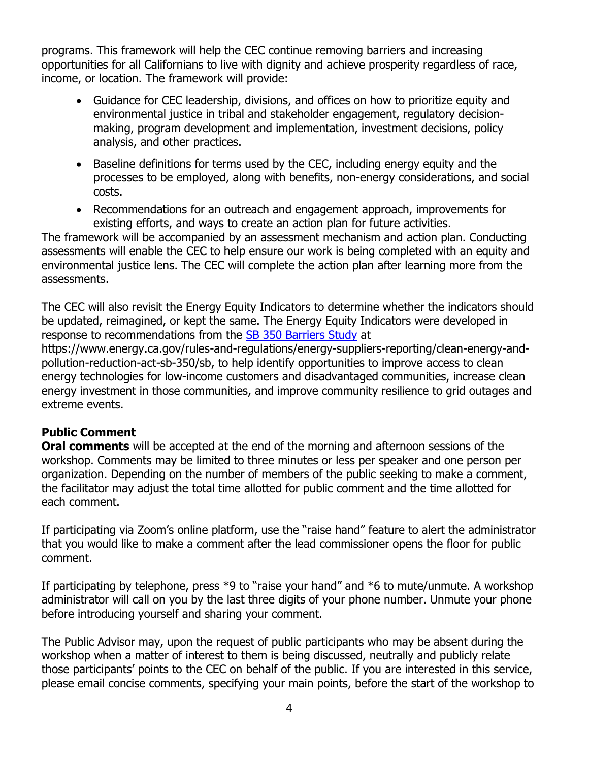programs. This framework will help the CEC continue removing barriers and increasing opportunities for all Californians to live with dignity and achieve prosperity regardless of race, income, or location. The framework will provide:

- Guidance for CEC leadership, divisions, and offices on how to prioritize equity and environmental justice in tribal and stakeholder engagement, regulatory decision-making, program development and implementation, investment decisions, policy analysis, and other practices.
- Baseline definitions for terms used by the CEC, including energy equity and the processes to be employed, along with benefits, non-energy considerations, and social costs.
- Recommendations for an outreach and engagement approach, improvements for existing efforts, and ways to create an action plan for future activities.

The framework will be accompanied by an assessment mechanism and action plan. Conducting assessments will enable the CEC to help ensure our work is being completed with an equity and environmental justice lens. The CEC will complete the action plan after learning more from the assessments.

The CEC will also revisit the Energy Equity Indicators to determine whether the indicators should be updated, reimagined, or kept the same. The Energy Equity Indicators were developed in response to recommendations from the [SB 350 Barriers Study](https://www.energy.ca.gov/rules-and-regulations/energy-suppliers-reporting/clean-energy-and-pollution-reduction-act-sb-350/sb) at https://www.energy.ca.gov/rules-and-regulations/energy-suppliers-reporting/clean-energy-and-pollution-reduction-act-sb-350/sb, to help identify opportunities to improve access to clean energy technologies for low-income customers and disadvantaged communities, increase clean energy investment in those communities, and improve community resilience to grid outages and extreme events.

**Public Comment**

**Oral comments** will be accepted at the end of the morning and afternoon sessions of the workshop. Comments may be limited to three minutes or less per speaker and one person per organization. Depending on the number of members of the public seeking to make a comment, the facilitator may adjust the total time allotted for public comment and the time allotted for each comment.

If participating via Zoom's online platform, use the "raise hand" feature to alert the administrator that you would like to make a comment after the lead commissioner opens the floor for public comment.

If participating by telephone, press *9 to "raise your hand" and *6 to mute/unmute. A workshop administrator will call on you by the last three digits of your phone number. Unmute your phone before introducing yourself and sharing your comment.

The Public Advisor may, upon the request of public participants who may be absent during the workshop when a matter of interest to them is being discussed, neutrally and publicly relate those participants' points to the CEC on behalf of the public. If you are interested in this service, please email concise comments, specifying your main points, before the start of the workshop to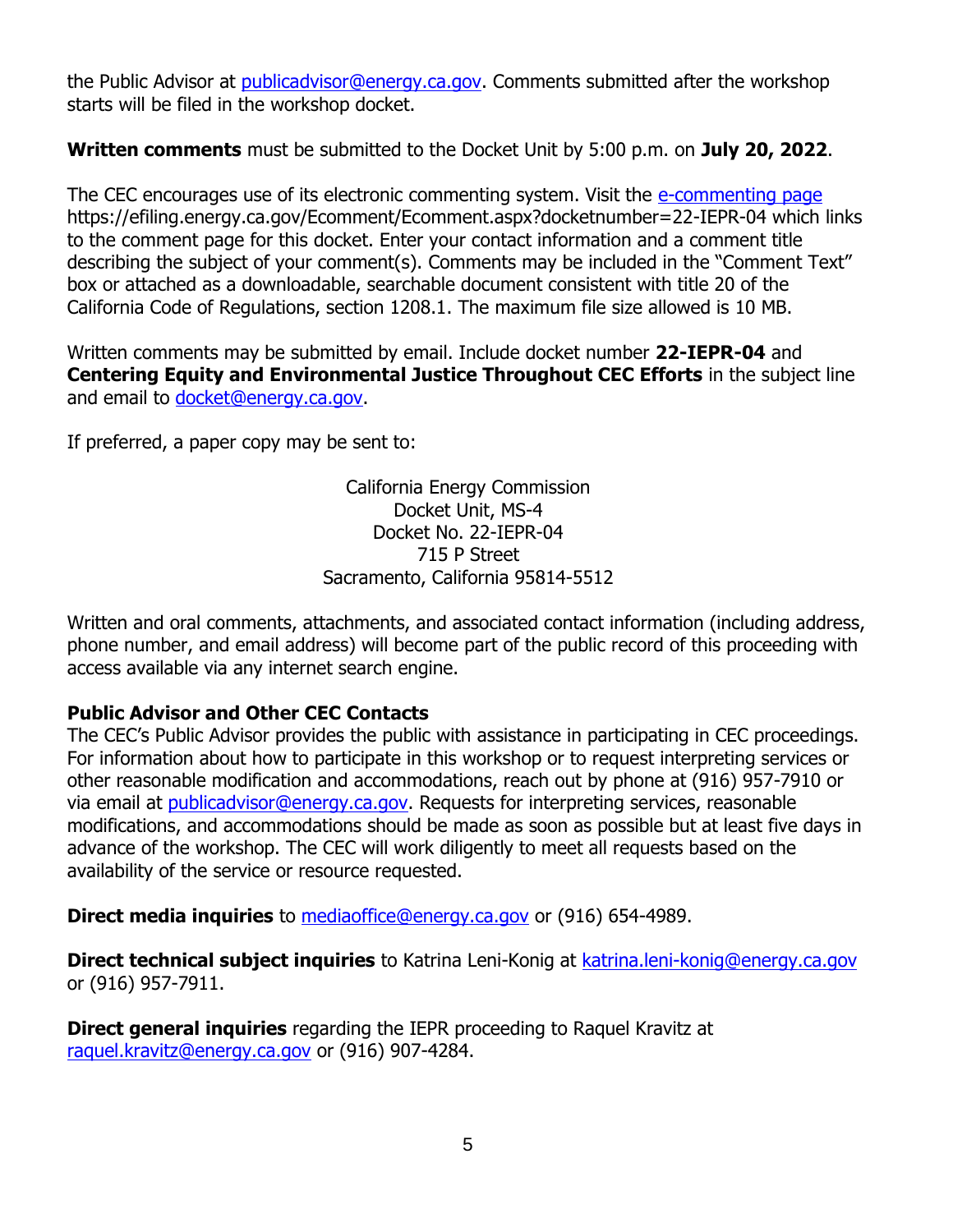the Public Advisor at publicadvisor@energy.ca.gov. Comments submitted after the workshop starts will be filed in the workshop docket.

**Written comments** must be submitted to the Docket Unit by 5:00 p.m. on **July 20, 2022**.

The CEC encourages use of its electronic commenting system. Visit the e-commenting page https://efiling.energy.ca.gov/Ecomment/Ecomment.aspx?docketnumber=22-IEPR-04 which links to the comment page for this docket. Enter your contact information and a comment title describing the subject of your comment(s). Comments may be included in the "Comment Text" box or attached as a downloadable, searchable document consistent with title 20 of the California Code of Regulations, section 1208.1. The maximum file size allowed is 10 MB.

Written comments may be submitted by email. Include docket number **22-IEPR-04** and **Centering Equity and Environmental Justice Throughout CEC Efforts** in the subject line and email to docket@energy.ca.gov.

If preferred, a paper copy may be sent to:

California Energy Commission
Docket Unit, MS-4
Docket No. 22-IEPR-04
715 P Street
Sacramento, California 95814-5512

Written and oral comments, attachments, and associated contact information (including address, phone number, and email address) will become part of the public record of this proceeding with access available via any internet search engine.

**Public Advisor and Other CEC Contacts**

The CEC's Public Advisor provides the public with assistance in participating in CEC proceedings. For information about how to participate in this workshop or to request interpreting services or other reasonable modification and accommodations, reach out by phone at (916) 957-7910 or via email at publicadvisor@energy.ca.gov. Requests for interpreting services, reasonable modifications, and accommodations should be made as soon as possible but at least five days in advance of the workshop. The CEC will work diligently to meet all requests based on the availability of the service or resource requested.

**Direct media inquiries** to mediaoffice@energy.ca.gov or (916) 654-4989.

**Direct technical subject inquiries** to Katrina Leni-Konig at katrina.leni-konig@energy.ca.gov or (916) 957-7911.

**Direct general inquiries** regarding the IEPR proceeding to Raquel Kravitz at raquel.kravitz@energy.ca.gov or (916) 907-4284.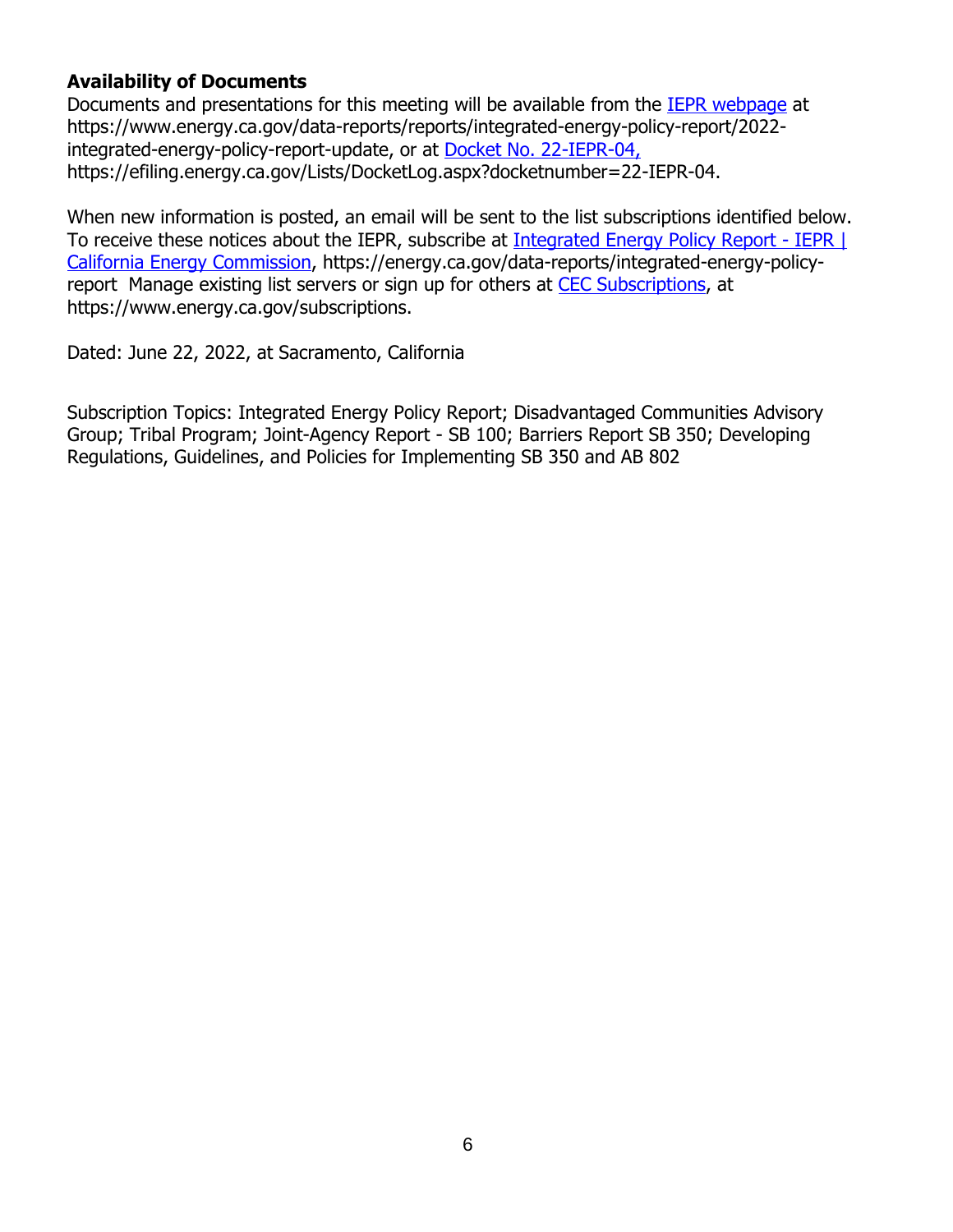**Availability of Documents**

Documents and presentations for this meeting will be available from the [IEPR webpage](https://www.energy.ca.gov/data-reports/reports/integrated-energy-policy-report/2022-integrated-energy-policy-report-update) at https://www.energy.ca.gov/data-reports/reports/integrated-energy-policy-report/2022-integrated-energy-policy-report-update, or at [Docket No. 22-IEPR-04,](https://efiling.energy.ca.gov/Lists/DocketLog.aspx?docketnumber=22-IEPR-04) https://efiling.energy.ca.gov/Lists/DocketLog.aspx?docketnumber=22-IEPR-04.

When new information is posted, an email will be sent to the list subscriptions identified below. To receive these notices about the IEPR, subscribe at [Integrated Energy Policy Report - IEPR | California Energy Commission](https://energy.ca.gov/data-reports/integrated-energy-policy-report), https://energy.ca.gov/data-reports/integrated-energy-policy-report  Manage existing list servers or sign up for others at [CEC Subscriptions](https://www.energy.ca.gov/subscriptions), at https://www.energy.ca.gov/subscriptions.

Dated: June 22, 2022, at Sacramento, California

Subscription Topics: Integrated Energy Policy Report; Disadvantaged Communities Advisory Group; Tribal Program; Joint-Agency Report - SB 100; Barriers Report SB 350; Developing Regulations, Guidelines, and Policies for Implementing SB 350 and AB 802